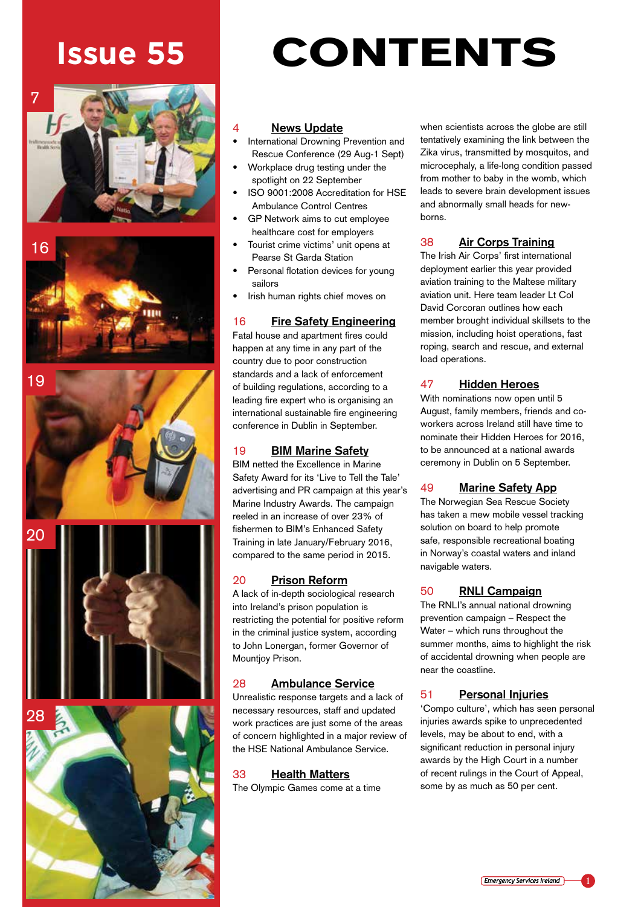# Issue 55

# CONTENTS

7

16

19

20

28

### 4 News Update

- International Drowning Prevention and Rescue Conference (29 Aug-1 Sept)
- Workplace drug testing under the spotlight on 22 September
- ISO 9001:2008 Accreditation for HSE Ambulance Control Centres
- GP Network aims to cut employee healthcare cost for employers
- Tourist crime victims' unit opens at Pearse St Garda Station
- Personal flotation devices for young sailors
- Irish human rights chief moves on

### 16 Fire Safety Engineering

Fatal house and apartment fires could happen at any time in any part of the country due to poor construction standards and a lack of enforcement of building regulations, according to a leading fire expert who is organising an international sustainable fire engineering conference in Dublin in September.

### 19 BIM Marine Safety

BIM netted the Excellence in Marine Safety Award for its 'Live to Tell the Tale' advertising and PR campaign at this year's Marine Industry Awards. The campaign reeled in an increase of over 23% of fishermen to BIM's Enhanced Safety Training in late January/February 2016, compared to the same period in 2015.

### 20 Prison Reform

A lack of in-depth sociological research into Ireland's prison population is restricting the potential for positive reform in the criminal justice system, according to John Lonergan, former Governor of Mountjoy Prison.

### 28 Ambulance Service

Unrealistic response targets and a lack of necessary resources, staff and updated work practices are just some of the areas of concern highlighted in a major review of the HSE National Ambulance Service.

### 33 Health Matters

The Olympic Games come at a time when scientists across the globe are still tentatively examining the link between the Zika virus, transmitted by mosquitos, and microcephaly, a life-long condition passed from mother to baby in the womb, which leads to severe brain development issues and abnormally small heads for new-borns.

### 38 Air Corps Training

The Irish Air Corps' first international deployment earlier this year provided aviation training to the Maltese military aviation unit. Here team leader Lt Col David Corcoran outlines how each member brought individual skillsets to the mission, including hoist operations, fast roping, search and rescue, and external load operations.

### 47 Hidden Heroes

With nominations now open until 5 August, family members, friends and co-workers across Ireland still have time to nominate their Hidden Heroes for 2016, to be announced at a national awards ceremony in Dublin on 5 September.

### 49 Marine Safety App

The Norwegian Sea Rescue Society has taken a mew mobile vessel tracking solution on board to help promote safe, responsible recreational boating in Norway's coastal waters and inland navigable waters.

### 50 RNLI Campaign

The RNLI's annual national drowning prevention campaign – Respect the Water – which runs throughout the summer months, aims to highlight the risk of accidental drowning when people are near the coastline.

### 51 Personal Injuries

'Compo culture', which has seen personal injuries awards spike to unprecedented levels, may be about to end, with a significant reduction in personal injury awards by the High Court in a number of recent rulings in the Court of Appeal, some by as much as 50 per cent.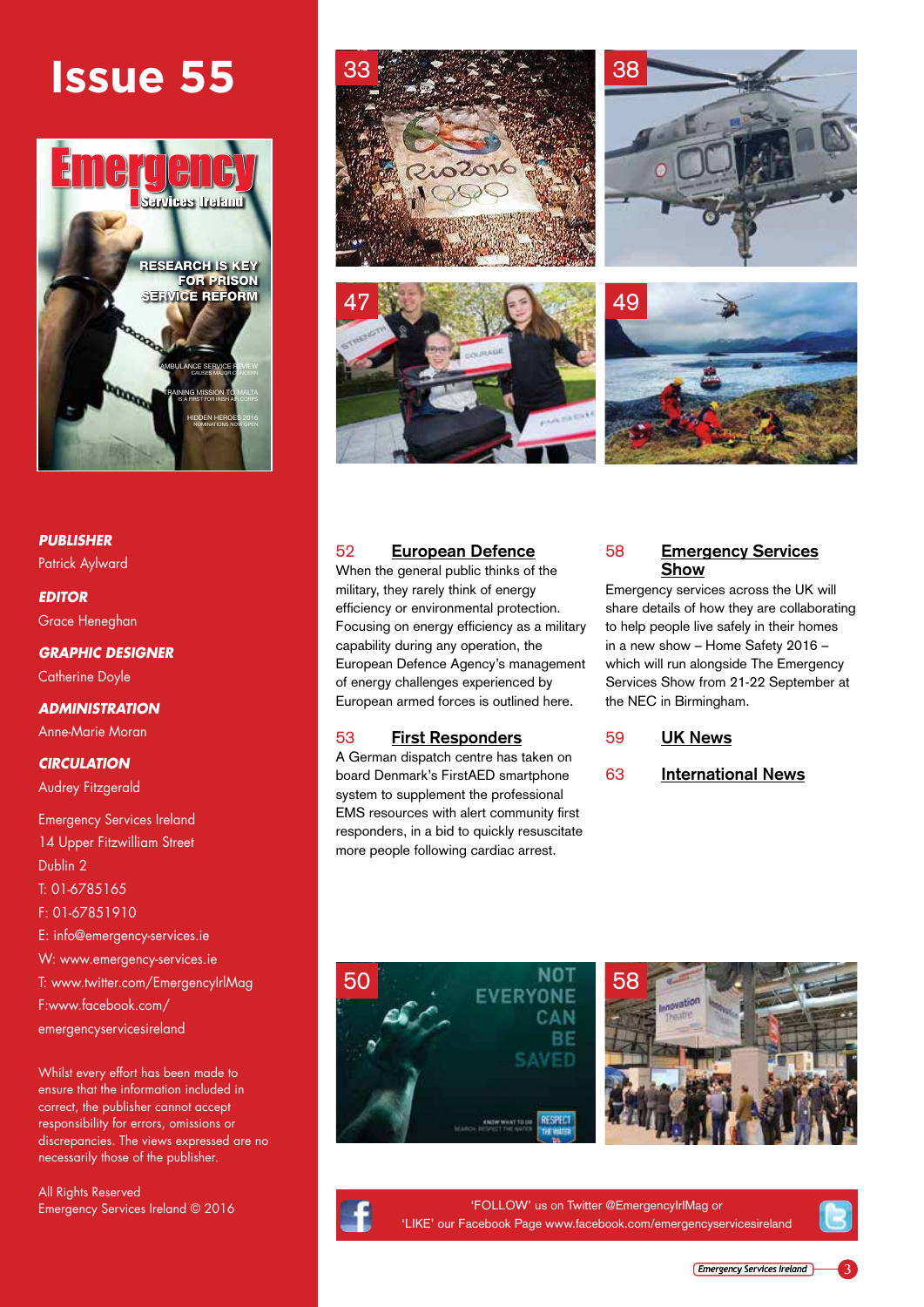# Issue 55

***PUBLISHER***
Patrick Aylward

***EDITOR***
Grace Heneghan

***GRAPHIC DESIGNER***
Catherine Doyle

***ADMINISTRATION***
Anne-Marie Moran

***CIRCULATION***
Audrey Fitzgerald

Emergency Services Ireland
14 Upper Fitzwilliam Street
Dublin 2
T: 01-6785165
F: 01-67851910
E: info@emergency-services.ie
W: www.emergency-services.ie
T: www.twitter.com/EmergencyIrlMag
F:www.facebook.com/emergencyservicesireland

Whilst every effort has been made to ensure that the information included in correct, the publisher cannot accept responsibility for errors, omissions or discrepancies. The views expressed are no necessarily those of the publisher.

All Rights Reserved
Emergency Services Ireland © 2016

33

38

47

49

## 52 European Defence

When the general public thinks of the military, they rarely think of energy efficiency or environmental protection. Focusing on energy efficiency as a military capability during any operation, the European Defence Agency's management of energy challenges experienced by European armed forces is outlined here.

## 53 First Responders

A German dispatch centre has taken on board Denmark's FirstAED smartphone system to supplement the professional EMS resources with alert community first responders, in a bid to quickly resuscitate more people following cardiac arrest.

## 58 Emergency Services Show

Emergency services across the UK will share details of how they are collaborating to help people live safely in their homes in a new show – Home Safety 2016 – which will run alongside The Emergency Services Show from 21-22 September at the NEC in Birmingham.

## 59 UK News

## 63 International News

50

58

'FOLLOW' us on Twitter @EmergencyIrlMag or
'LIKE' our Facebook Page www.facebook.com/emergencyservicesireland